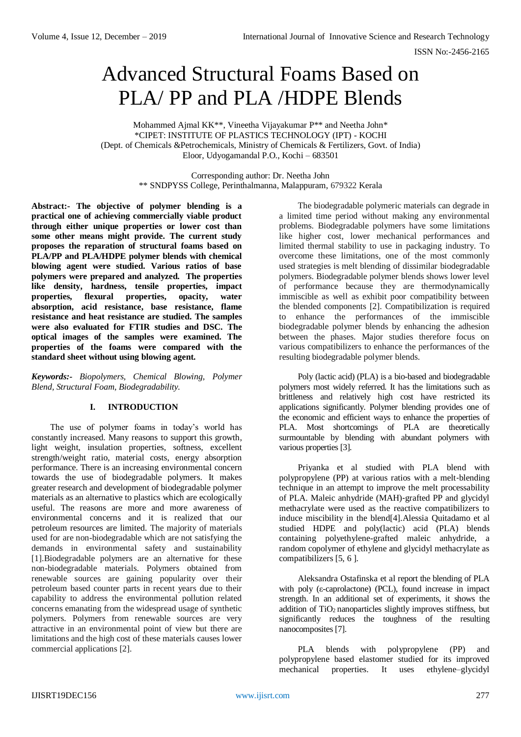# Advanced Structural Foams Based on PLA/ PP and PLA /HDPE Blends

Mohammed Ajmal KK**, Vineetha Vijayakumar P** and Neetha John*
*CIPET: INSTITUTE OF PLASTICS TECHNOLOGY (IPT) - KOCHI
(Dept. of Chemicals &Petrochemicals, Ministry of Chemicals & Fertilizers, Govt. of India)
Eloor, Udyogamandal P.O., Kochi – 683501

Corresponding author: Dr. Neetha John
** SNDPYSS College, Perinthalmanna, Malappuram, 679322 Kerala

**Abstract:- The objective of polymer blending is a practical one of achieving commercially viable product through either unique properties or lower cost than some other means might provide. The current study proposes the reparation of structural foams based on PLA/PP and PLA/HDPE polymer blends with chemical blowing agent were studied. Various ratios of base polymers were prepared and analyzed. The properties like density, hardness, tensile properties, impact properties, flexural properties, opacity, water absorption, acid resistance, base resistance, flame resistance and heat resistance are studied. The samples were also evaluated for FTIR studies and DSC. The optical images of the samples were examined. The properties of the foams were compared with the standard sheet without using blowing agent.**

***Keywords:-*** *Biopolymers, Chemical Blowing, Polymer Blend, Structural Foam, Biodegradability.*

## I. INTRODUCTION

The use of polymer foams in today's world has constantly increased. Many reasons to support this growth, light weight, insulation properties, softness, excellent strength/weight ratio, material costs, energy absorption performance. There is an increasing environmental concern towards the use of biodegradable polymers. It makes greater research and development of biodegradable polymer materials as an alternative to plastics which are ecologically useful. The reasons are more and more awareness of environmental concerns and it is realized that our petroleum resources are limited. The majority of materials used for are non-biodegradable which are not satisfying the demands in environmental safety and sustainability [1].Biodegradable polymers are an alternative for these non-biodegradable materials. Polymers obtained from renewable sources are gaining popularity over their petroleum based counter parts in recent years due to their capability to address the environmental pollution related concerns emanating from the widespread usage of synthetic polymers. Polymers from renewable sources are very attractive in an environmental point of view but there are limitations and the high cost of these materials causes lower commercial applications [2].

The biodegradable polymeric materials can degrade in a limited time period without making any environmental problems. Biodegradable polymers have some limitations like higher cost, lower mechanical performances and limited thermal stability to use in packaging industry. To overcome these limitations, one of the most commonly used strategies is melt blending of dissimilar biodegradable polymers. Biodegradable polymer blends shows lower level of performance because they are thermodynamically immiscible as well as exhibit poor compatibility between the blended components [2]. Compatibilization is required to enhance the performances of the immiscible biodegradable polymer blends by enhancing the adhesion between the phases. Major studies therefore focus on various compatibilizers to enhance the performances of the resulting biodegradable polymer blends.

Poly (lactic acid) (PLA) is a bio-based and biodegradable polymers most widely referred. It has the limitations such as brittleness and relatively high cost have restricted its applications significantly. Polymer blending provides one of the economic and efficient ways to enhance the properties of PLA. Most shortcomings of PLA are theoretically surmountable by blending with abundant polymers with various properties [3].

Priyanka et al studied with PLA blend with polypropylene (PP) at various ratios with a melt-blending technique in an attempt to improve the melt processability of PLA. Maleic anhydride (MAH)-grafted PP and glycidyl methacrylate were used as the reactive compatibilizers to induce miscibility in the blend[4].Alessia Quitadamo et al studied HDPE and poly(lactic) acid (PLA) blends containing polyethylene-grafted maleic anhydride, a random copolymer of ethylene and glycidyl methacrylate as compatibilizers [5, 6 ].

Aleksandra Ostafinska et al report the blending of PLA with poly (ε-caprolactone) (PCL), found increase in impact strength. In an additional set of experiments, it shows the addition of $TiO_2$ nanoparticles slightly improves stiffness, but significantly reduces the toughness of the resulting nanocomposites [7].

PLA blends with polypropylene (PP) and polypropylene based elastomer studied for its improved mechanical properties. It uses ethylene–glycidyl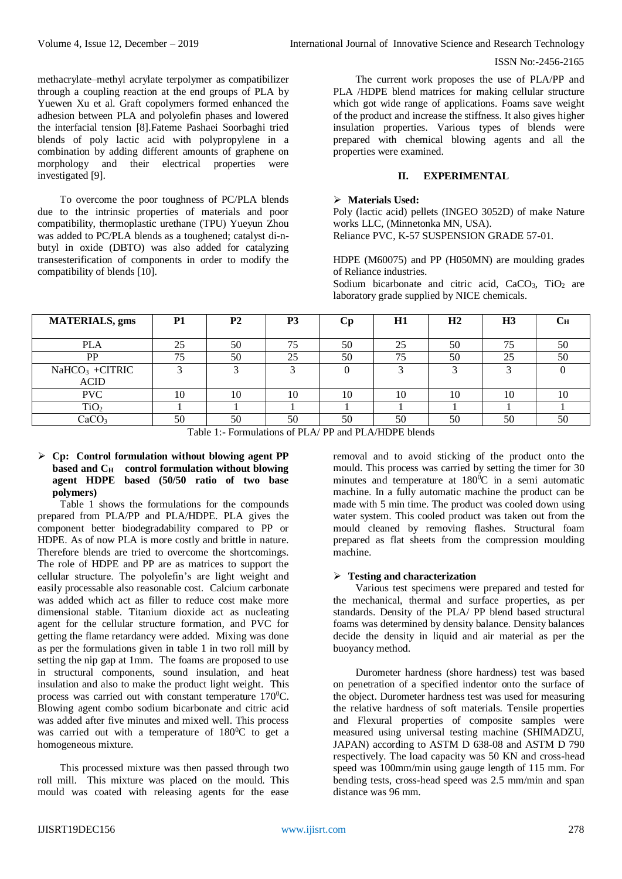methacrylate–methyl acrylate terpolymer as compatibilizer through a coupling reaction at the end groups of PLA by Yuewen Xu et al. Graft copolymers formed enhanced the adhesion between PLA and polyolefin phases and lowered the interfacial tension [8].Fateme Pashaei Soorbaghi tried blends of poly lactic acid with polypropylene in a combination by adding different amounts of graphene on morphology and their electrical properties were investigated [9].

To overcome the poor toughness of PC/PLA blends due to the intrinsic properties of materials and poor compatibility, thermoplastic urethane (TPU) Yueyun Zhou was added to PC/PLA blends as a toughened; catalyst di-n-butyl in oxide (DBTO) was also added for catalyzing transesterification of components in order to modify the compatibility of blends [10].

The current work proposes the use of PLA/PP and PLA /HDPE blend matrices for making cellular structure which got wide range of applications. Foams save weight of the product and increase the stiffness. It also gives higher insulation properties. Various types of blends were prepared with chemical blowing agents and all the properties were examined.

## II. EXPERIMENTAL

### ➢ Materials Used:

Poly (lactic acid) pellets (INGEO 3052D) of make Nature works LLC, (Minnetonka MN, USA).
Reliance PVC, K-57 SUSPENSION GRADE 57-01.

HDPE (M60075) and PP (H050MN) are moulding grades of Reliance industries.
Sodium bicarbonate and citric acid, $CaCO_3$, $TiO_2$ are laboratory grade supplied by NICE chemicals.

| MATERIALS, gms | P1 | P2 | P3 | Cp | H1 | H2 | H3 | $C_H$ |
|---|---|---|---|---|---|---|---|---|
| PLA | 25 | 50 | 75 | 50 | 25 | 50 | 75 | 50 |
| PP | 75 | 50 | 25 | 50 | 75 | 50 | 25 | 50 |
| $NaHCO_3$ +CITRIC ACID | 3 | 3 | 3 | 0 | 3 | 3 | 3 | 0 |
| PVC | 10 | 10 | 10 | 10 | 10 | 10 | 10 | 10 |
| $TiO_2$ | 1 | 1 | 1 | 1 | 1 | 1 | 1 | 1 |
| $CaCO_3$ | 50 | 50 | 50 | 50 | 50 | 50 | 50 | 50 |

Table 1:- Formulations of PLA/ PP and PLA/HDPE blends

### ➢ Cp: Control formulation without blowing agent PP based and $C_H$ control formulation without blowing agent HDPE based (50/50 ratio of two base polymers)

Table 1 shows the formulations for the compounds prepared from PLA/PP and PLA/HDPE. PLA gives the component better biodegradability compared to PP or HDPE. As of now PLA is more costly and brittle in nature. Therefore blends are tried to overcome the shortcomings. The role of HDPE and PP are as matrices to support the cellular structure. The polyolefin's are light weight and easily processable also reasonable cost. Calcium carbonate was added which act as filler to reduce cost make more dimensional stable. Titanium dioxide act as nucleating agent for the cellular structure formation, and PVC for getting the flame retardancy were added. Mixing was done as per the formulations given in table 1 in two roll mill by setting the nip gap at 1mm. The foams are proposed to use in structural components, sound insulation, and heat insulation and also to make the product light weight. This process was carried out with constant temperature $170^0C$. Blowing agent combo sodium bicarbonate and citric acid was added after five minutes and mixed well. This process was carried out with a temperature of $180^0C$ to get a homogeneous mixture.

This processed mixture was then passed through two roll mill. This mixture was placed on the mould. This mould was coated with releasing agents for the ease removal and to avoid sticking of the product onto the mould. This process was carried by setting the timer for 30 minutes and temperature at $180^0C$ in a semi automatic machine. In a fully automatic machine the product can be made with 5 min time. The product was cooled down using water system. This cooled product was taken out from the mould cleaned by removing flashes. Structural foam prepared as flat sheets from the compression moulding machine.

### ➢ Testing and characterization

Various test specimens were prepared and tested for the mechanical, thermal and surface properties, as per standards. Density of the PLA/ PP blend based structural foams was determined by density balance. Density balances decide the density in liquid and air material as per the buoyancy method.

Durometer hardness (shore hardness) test was based on penetration of a specified indentor onto the surface of the object. Durometer hardness test was used for measuring the relative hardness of soft materials. Tensile properties and Flexural properties of composite samples were measured using universal testing machine (SHIMADZU, JAPAN) according to ASTM D 638-08 and ASTM D 790 respectively. The load capacity was 50 KN and cross-head speed was 100mm/min using gauge length of 115 mm. For bending tests, cross-head speed was 2.5 mm/min and span distance was 96 mm.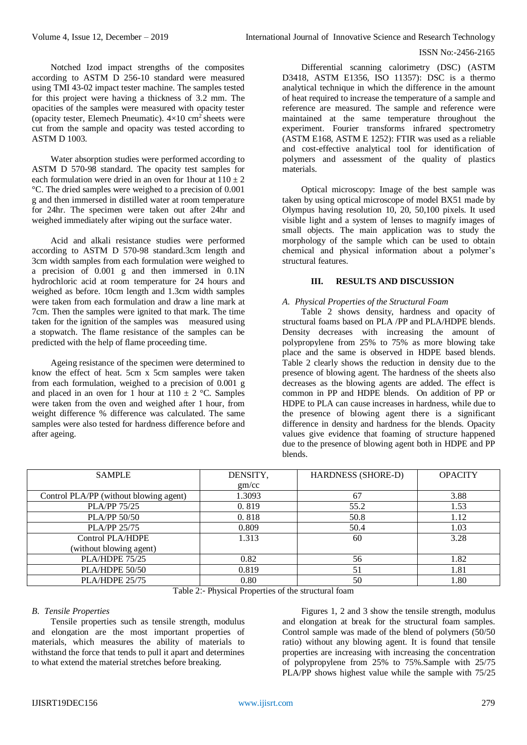Notched Izod impact strengths of the composites according to ASTM D 256-10 standard were measured using TMI 43-02 impact tester machine. The samples tested for this project were having a thickness of 3.2 mm. The opacities of the samples were measured with opacity tester (opacity tester, Elemech Pneumatic). $4\times10$ cm$^2$ sheets were cut from the sample and opacity was tested according to ASTM D 1003.

Water absorption studies were performed according to ASTM D 570-98 standard. The opacity test samples for each formulation were dried in an oven for 1hour at $110 \pm 2$ °C. The dried samples were weighed to a precision of 0.001 g and then immersed in distilled water at room temperature for 24hr. The specimen were taken out after 24hr and weighed immediately after wiping out the surface water.

Acid and alkali resistance studies were performed according to ASTM D 570-98 standard.3cm length and 3cm width samples from each formulation were weighed to a precision of 0.001 g and then immersed in 0.1N hydrochloric acid at room temperature for 24 hours and weighed as before. 10cm length and 1.3cm width samples were taken from each formulation and draw a line mark at 7cm. Then the samples were ignited to that mark. The time taken for the ignition of the samples was measured using a stopwatch. The flame resistance of the samples can be predicted with the help of flame proceeding time.

Ageing resistance of the specimen were determined to know the effect of heat. 5cm x 5cm samples were taken from each formulation, weighed to a precision of 0.001 g and placed in an oven for 1 hour at $110 \pm 2$ °C. Samples were taken from the oven and weighed after 1 hour, from weight difference % difference was calculated. The same samples were also tested for hardness difference before and after ageing.

Differential scanning calorimetry (DSC) (ASTM D3418, ASTM E1356, ISO 11357): DSC is a thermo analytical technique in which the difference in the amount of heat required to increase the temperature of a sample and reference are measured. The sample and reference were maintained at the same temperature throughout the experiment. Fourier transforms infrared spectrometry (ASTM E168, ASTM E 1252): FTIR was used as a reliable and cost-effective analytical tool for identification of polymers and assessment of the quality of plastics materials.

Optical microscopy: Image of the best sample was taken by using optical microscope of model BX51 made by Olympus having resolution 10, 20, 50,100 pixels. It used visible light and a system of lenses to magnify images of small objects. The main application was to study the morphology of the sample which can be used to obtain chemical and physical information about a polymer's structural features.

## III. RESULTS AND DISCUSSION

### *A. Physical Properties of the Structural Foam*

Table 2 shows density, hardness and opacity of structural foams based on PLA /PP and PLA/HDPE blends. Density decreases with increasing the amount of polypropylene from 25% to 75% as more blowing take place and the same is observed in HDPE based blends. Table 2 clearly shows the reduction in density due to the presence of blowing agent. The hardness of the sheets also decreases as the blowing agents are added. The effect is common in PP and HDPE blends. On addition of PP or HDPE to PLA can cause increases in hardness, while due to the presence of blowing agent there is a significant difference in density and hardness for the blends. Opacity values give evidence that foaming of structure happened due to the presence of blowing agent both in HDPE and PP blends.

| SAMPLE | DENSITY, gm/cc | HARDNESS (SHORE-D) | OPACITY |
|---|---|---|---|
| Control PLA/PP (without blowing agent) | 1.3093 | 67 | 3.88 |
| PLA/PP 75/25 | 0. 819 | 55.2 | 1.53 |
| PLA/PP 50/50 | 0. 818 | 50.8 | 1.12 |
| PLA/PP 25/75 | 0.809 | 50.4 | 1.03 |
| Control PLA/HDPE (without blowing agent) | 1.313 | 60 | 3.28 |
| PLA/HDPE 75/25 | 0.82 | 56 | 1.82 |
| PLA/HDPE 50/50 | 0.819 | 51 | 1.81 |
| PLA/HDPE 25/75 | 0.80 | 50 | 1.80 |

Table 2:- Physical Properties of the structural foam

### *B. Tensile Properties*

Tensile properties such as tensile strength, modulus and elongation are the most important properties of materials, which measures the ability of materials to withstand the force that tends to pull it apart and determines to what extend the material stretches before breaking.

Figures 1, 2 and 3 show the tensile strength, modulus and elongation at break for the structural foam samples. Control sample was made of the blend of polymers (50/50 ratio) without any blowing agent. It is found that tensile properties are increasing with increasing the concentration of polypropylene from 25% to 75%.Sample with 25/75 PLA/PP shows highest value while the sample with 75/25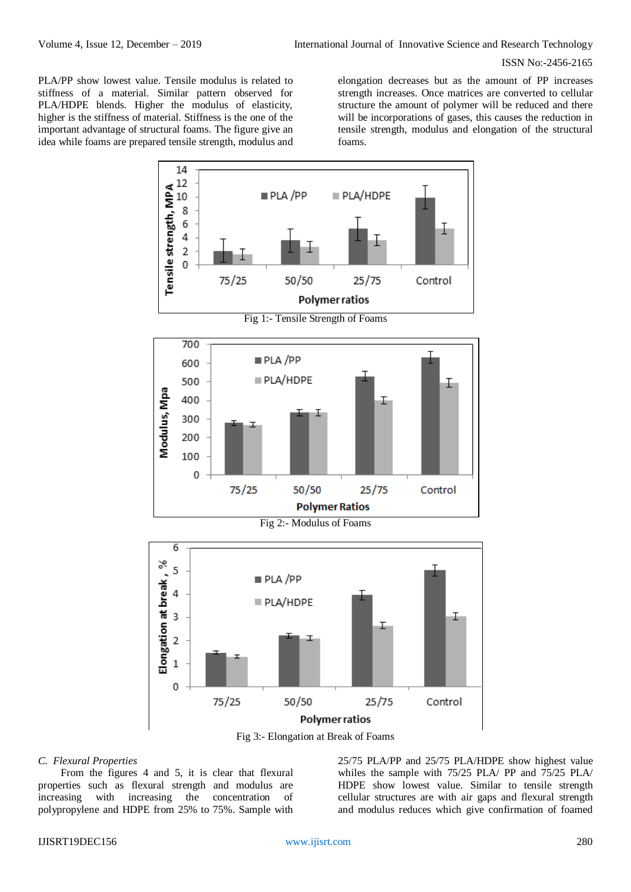PLA/PP show lowest value. Tensile modulus is related to stiffness of a material. Similar pattern observed for PLA/HDPE blends. Higher the modulus of elasticity, higher is the stiffness of material. Stiffness is the one of the important advantage of structural foams. The figure give an idea while foams are prepared tensile strength, modulus and elongation decreases but as the amount of PP increases strength increases. Once matrices are converted to cellular structure the amount of polymer will be reduced and there will be incorporations of gases, this causes the reduction in tensile strength, modulus and elongation of the structural foams.

Fig 1:- Tensile Strength of Foams

Fig 2:- Modulus of Foams

Fig 3:- Elongation at Break of Foams

*C. Flexural Properties*

From the figures 4 and 5, it is clear that flexural properties such as flexural strength and modulus are increasing with increasing the concentration of polypropylene and HDPE from 25% to 75%. Sample with 25/75 PLA/PP and 25/75 PLA/HDPE show highest value whiles the sample with 75/25 PLA/ PP and 75/25 PLA/ HDPE show lowest value. Similar to tensile strength cellular structures are with air gaps and flexural strength and modulus reduces which give confirmation of foamed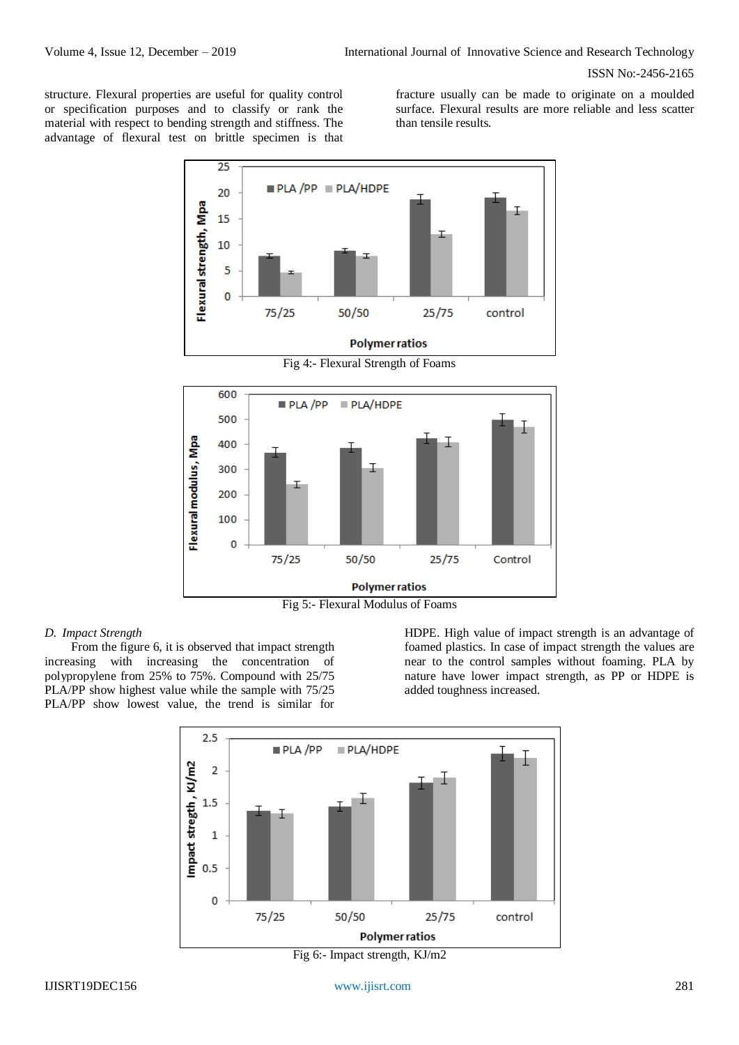structure. Flexural properties are useful for quality control or specification purposes and to classify or rank the material with respect to bending strength and stiffness. The advantage of flexural test on brittle specimen is that fracture usually can be made to originate on a moulded surface. Flexural results are more reliable and less scatter than tensile results.

Fig 4:- Flexural Strength of Foams

Fig 5:- Flexural Modulus of Foams

### *D. Impact Strength*

From the figure 6, it is observed that impact strength increasing with increasing the concentration of polypropylene from 25% to 75%. Compound with 25/75 PLA/PP show highest value while the sample with 75/25 PLA/PP show lowest value, the trend is similar for HDPE. High value of impact strength is an advantage of foamed plastics. In case of impact strength the values are near to the control samples without foaming. PLA by nature have lower impact strength, as PP or HDPE is added toughness increased.

Fig 6:- Impact strength, KJ/m2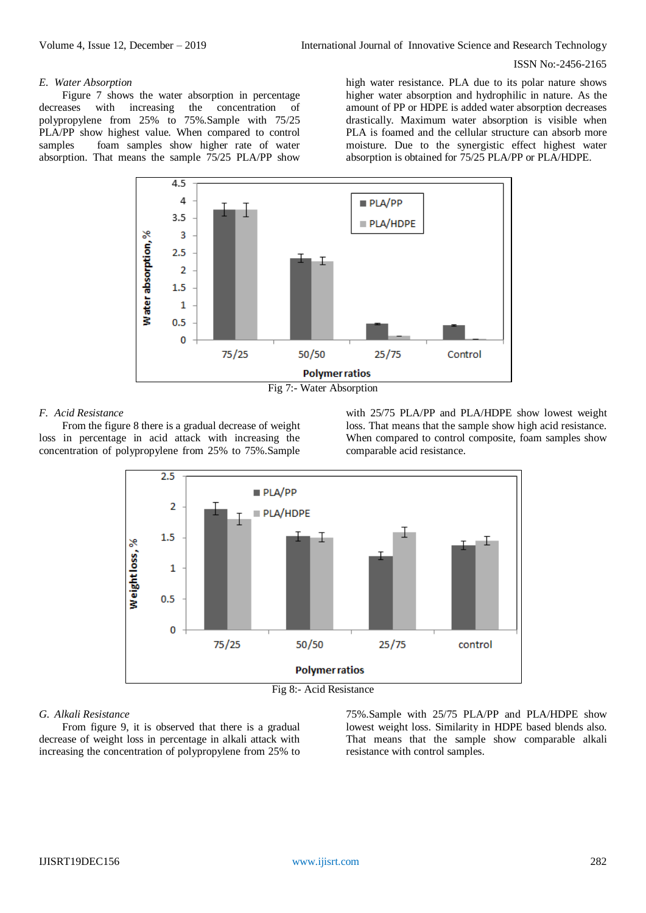### E. *Water Absorption*

Figure 7 shows the water absorption in percentage decreases with increasing the concentration of polypropylene from 25% to 75%.Sample with 75/25 PLA/PP show highest value. When compared to control samples foam samples show higher rate of water absorption. That means the sample 75/25 PLA/PP show high water resistance. PLA due to its polar nature shows higher water absorption and hydrophilic in nature. As the amount of PP or HDPE is added water absorption decreases drastically. Maximum water absorption is visible when PLA is foamed and the cellular structure can absorb more moisture. Due to the synergistic effect highest water absorption is obtained for 75/25 PLA/PP or PLA/HDPE.

Fig 7:- Water Absorption

### F. *Acid Resistance*

From the figure 8 there is a gradual decrease of weight loss in percentage in acid attack with increasing the concentration of polypropylene from 25% to 75%.Sample with 25/75 PLA/PP and PLA/HDPE show lowest weight loss. That means that the sample show high acid resistance. When compared to control composite, foam samples show comparable acid resistance.

Fig 8:- Acid Resistance

### G. *Alkali Resistance*

From figure 9, it is observed that there is a gradual decrease of weight loss in percentage in alkali attack with increasing the concentration of polypropylene from 25% to 75%.Sample with 25/75 PLA/PP and PLA/HDPE show lowest weight loss. Similarity in HDPE based blends also. That means that the sample show comparable alkali resistance with control samples.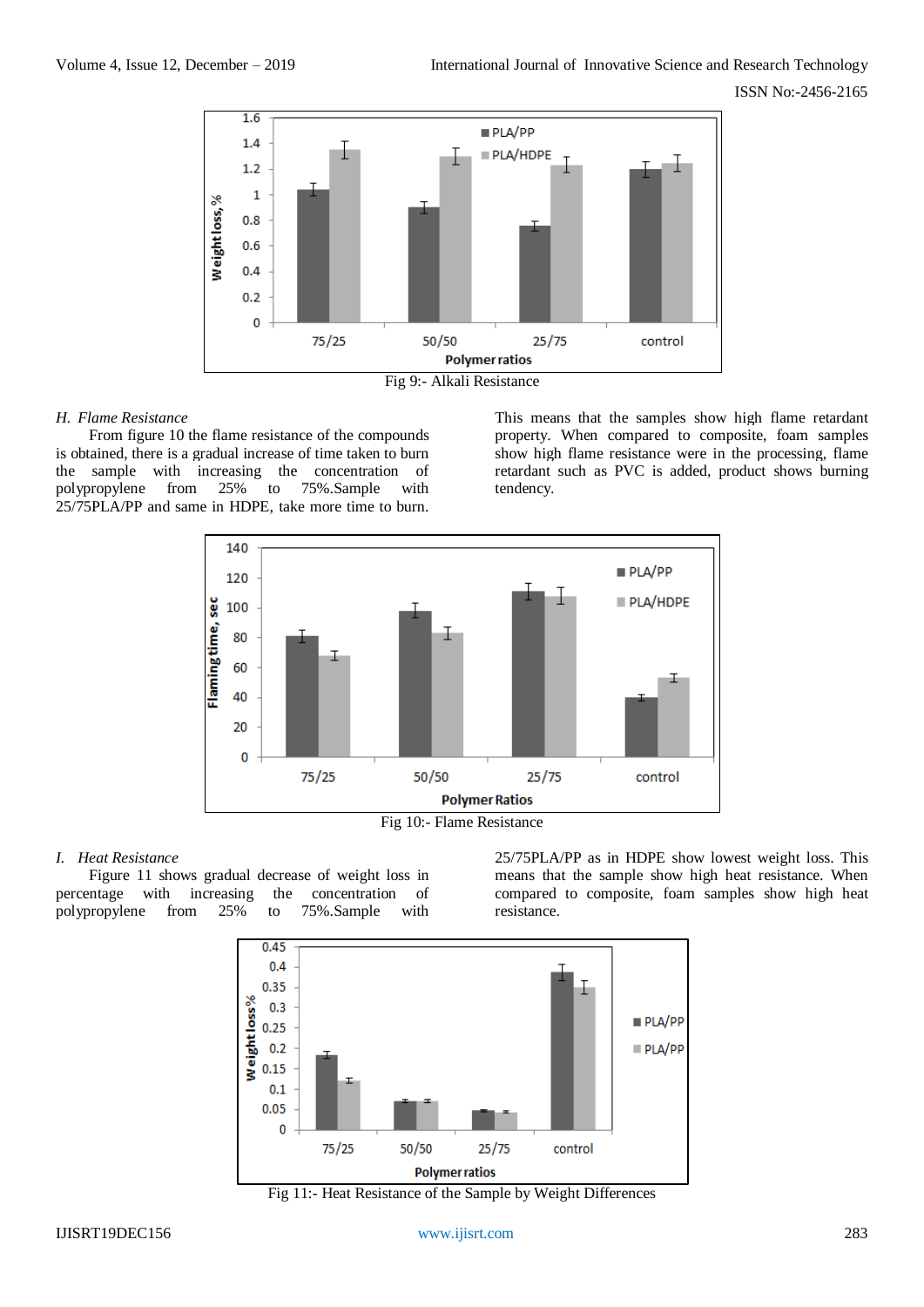Fig 9:- Alkali Resistance

### H. Flame Resistance

From figure 10 the flame resistance of the compounds is obtained, there is a gradual increase of time taken to burn the sample with increasing the concentration of polypropylene from 25% to 75%.Sample with 25/75PLA/PP and same in HDPE, take more time to burn. This means that the samples show high flame retardant property. When compared to composite, foam samples show high flame resistance were in the processing, flame retardant such as PVC is added, product shows burning tendency.

Fig 10:- Flame Resistance

### I. Heat Resistance

Figure 11 shows gradual decrease of weight loss in percentage with increasing the concentration of polypropylene from 25% to 75%.Sample with 25/75PLA/PP as in HDPE show lowest weight loss. This means that the sample show high heat resistance. When compared to composite, foam samples show high heat resistance.

Fig 11:- Heat Resistance of the Sample by Weight Differences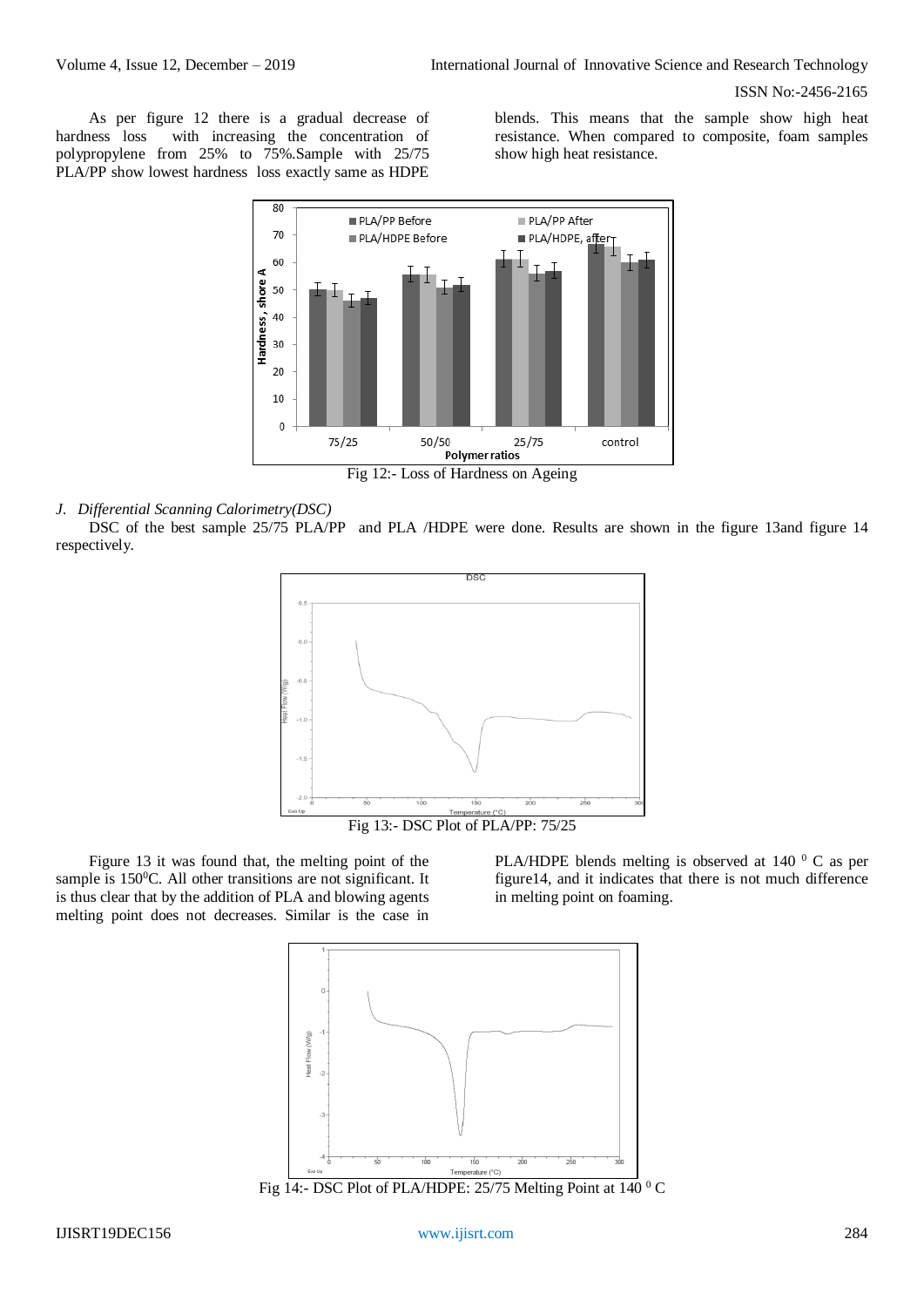As per figure 12 there is a gradual decrease of hardness loss with increasing the concentration of polypropylene from 25% to 75%.Sample with 25/75 PLA/PP show lowest hardness loss exactly same as HDPE blends. This means that the sample show high heat resistance. When compared to composite, foam samples show high heat resistance.

Fig 12:- Loss of Hardness on Ageing

### J. *Differential Scanning Calorimetry(DSC)*

DSC of the best sample 25/75 PLA/PP and PLA /HDPE were done. Results are shown in the figure 13and figure 14 respectively.

Fig 13:- DSC Plot of PLA/PP: 75/25

Figure 13 it was found that, the melting point of the sample is $150^0$C. All other transitions are not significant. It is thus clear that by the addition of PLA and blowing agents melting point does not decreases. Similar is the case in PLA/HDPE blends melting is observed at 140 $^0$ C as per figure14, and it indicates that there is not much difference in melting point on foaming.

Fig 14:- DSC Plot of PLA/HDPE: 25/75 Melting Point at 140 $^0$ C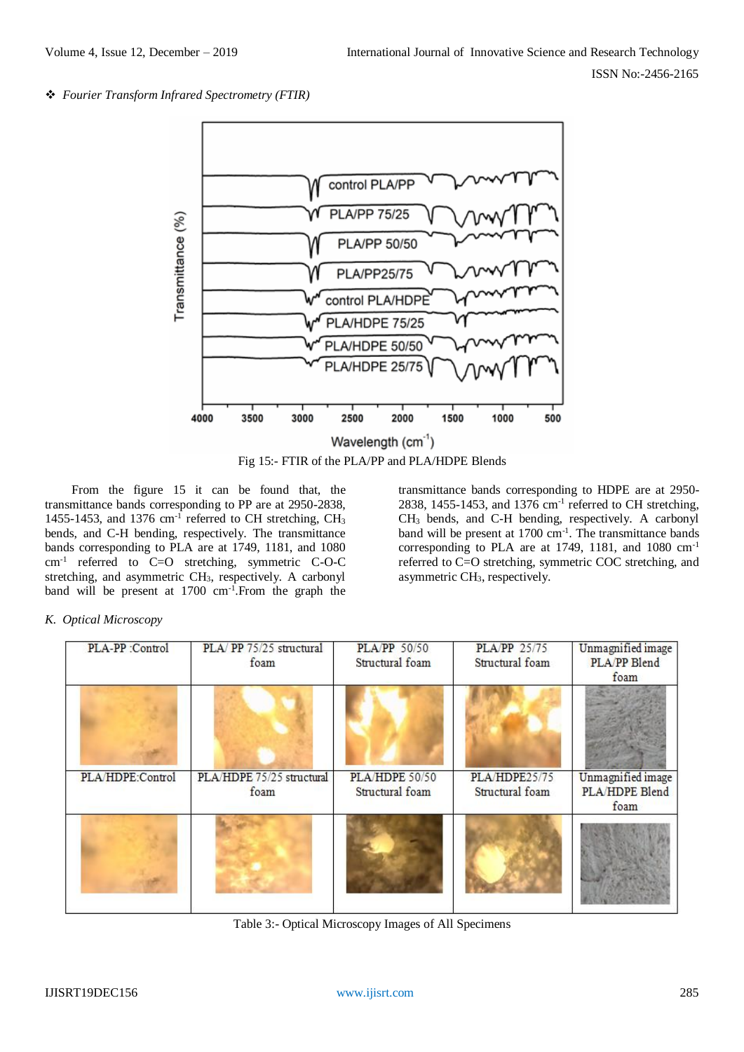- *Fourier Transform Infrared Spectrometry (FTIR)*

Fig 15:- FTIR of the PLA/PP and PLA/HDPE Blends

From the figure 15 it can be found that, the transmittance bands corresponding to PP are at 2950-2838, 1455-1453, and 1376 $cm^{-1}$ referred to CH stretching, $CH_3$ bends, and C-H bending, respectively. The transmittance bands corresponding to PLA are at 1749, 1181, and 1080 $cm^{-1}$ referred to C=O stretching, symmetric C-O-C stretching, and asymmetric $CH_3$, respectively. A carbonyl band will be present at 1700 $cm^{-1}$.From the graph the transmittance bands corresponding to HDPE are at 2950-2838, 1455-1453, and 1376 $cm^{-1}$ referred to CH stretching, $CH_3$ bends, and C-H bending, respectively. A carbonyl band will be present at 1700 $cm^{-1}$. The transmittance bands corresponding to PLA are at 1749, 1181, and 1080 $cm^{-1}$ referred to C=O stretching, symmetric COC stretching, and asymmetric $CH_3$, respectively.

*K. Optical Microscopy*

| PLA-PP :Control | PLA/ PP 75/25 structural foam | PLA/PP 50/50 Structural foam | PLA/PP 25/75 Structural foam | Unmagnified image PLA/PP Blend foam |
|---|---|---|---|---|
| | | | | |
| PLA/HDPE:Control | PLA/HDPE 75/25 structural foam | PLA/HDPE 50/50 Structural foam | PLA/HDPE25/75 Structural foam | Unmagnified image PLA/HDPE Blend foam |
| | | | | |

Table 3:- Optical Microscopy Images of All Specimens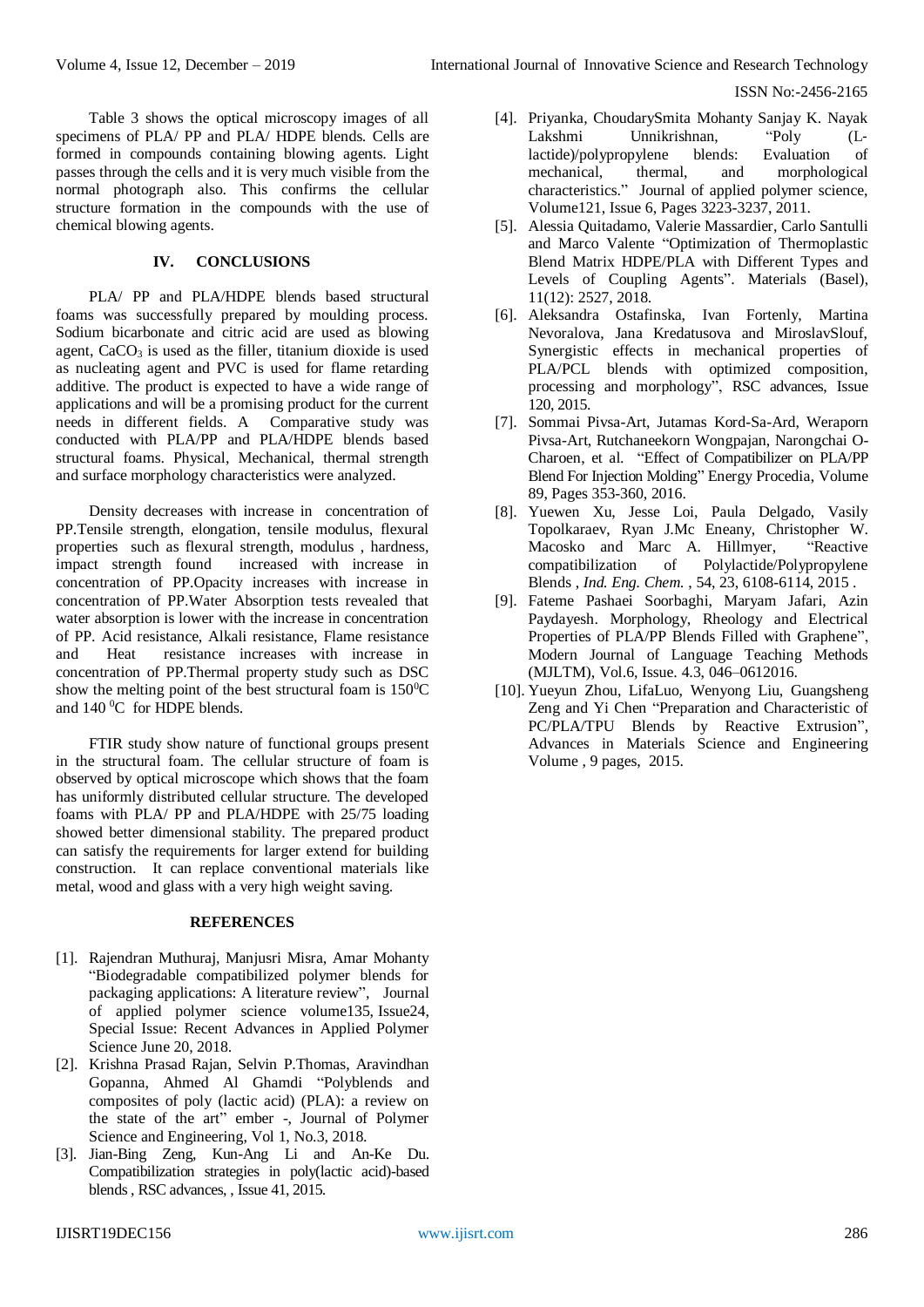Table 3 shows the optical microscopy images of all specimens of PLA/ PP and PLA/ HDPE blends. Cells are formed in compounds containing blowing agents. Light passes through the cells and it is very much visible from the normal photograph also. This confirms the cellular structure formation in the compounds with the use of chemical blowing agents.

## IV. CONCLUSIONS

PLA/ PP and PLA/HDPE blends based structural foams was successfully prepared by moulding process. Sodium bicarbonate and citric acid are used as blowing agent, $CaCO_3$ is used as the filler, titanium dioxide is used as nucleating agent and PVC is used for flame retarding additive. The product is expected to have a wide range of applications and will be a promising product for the current needs in different fields. A Comparative study was conducted with PLA/PP and PLA/HDPE blends based structural foams. Physical, Mechanical, thermal strength and surface morphology characteristics were analyzed.

Density decreases with increase in concentration of PP.Tensile strength, elongation, tensile modulus, flexural properties such as flexural strength, modulus , hardness, impact strength found increased with increase in concentration of PP.Opacity increases with increase in concentration of PP.Water Absorption tests revealed that water absorption is lower with the increase in concentration of PP. Acid resistance, Alkali resistance, Flame resistance and Heat resistance increases with increase in concentration of PP.Thermal property study such as DSC show the melting point of the best structural foam is $150^0$C and 140 $^0$C for HDPE blends.

FTIR study show nature of functional groups present in the structural foam. The cellular structure of foam is observed by optical microscope which shows that the foam has uniformly distributed cellular structure. The developed foams with PLA/ PP and PLA/HDPE with 25/75 loading showed better dimensional stability. The prepared product can satisfy the requirements for larger extend for building construction. It can replace conventional materials like metal, wood and glass with a very high weight saving.

## REFERENCES

[1]. Rajendran Muthuraj, Manjusri Misra, Amar Mohanty "Biodegradable compatibilized polymer blends for packaging applications: A literature review", Journal of applied polymer science volume135, Issue24, Special Issue: Recent Advances in Applied Polymer Science June 20, 2018.

[2]. Krishna Prasad Rajan, Selvin P.Thomas, Aravindhan Gopanna, Ahmed Al Ghamdi "Polyblends and composites of poly (lactic acid) (PLA): a review on the state of the art" ember -, Journal of Polymer Science and Engineering, Vol 1, No.3, 2018.

[3]. Jian-Bing Zeng, Kun-Ang Li and An-Ke Du. Compatibilization strategies in poly(lactic acid)-based blends , RSC advances, , Issue 41, 2015.

[4]. Priyanka, ChoudarySmita Mohanty Sanjay K. Nayak Lakshmi Unnikrishnan, "Poly (L-lactide)/polypropylene blends: Evaluation of mechanical, thermal, and morphological characteristics." Journal of applied polymer science, Volume121, Issue 6, Pages 3223-3237, 2011.

[5]. Alessia Quitadamo, Valerie Massardier, Carlo Santulli and Marco Valente "Optimization of Thermoplastic Blend Matrix HDPE/PLA with Different Types and Levels of Coupling Agents". Materials (Basel), 11(12): 2527, 2018.

[6]. Aleksandra Ostafinska, Ivan Fortenly, Martina Nevoralova, Jana Kredatusova and MiroslavSlouf, Synergistic effects in mechanical properties of PLA/PCL blends with optimized composition, processing and morphology", RSC advances, Issue 120, 2015.

[7]. Sommai Pivsa-Art, Jutamas Kord-Sa-Ard, Weraporn Pivsa-Art, Rutchaneekorn Wongpajan, Narongchai O-Charoen, et al. "Effect of Compatibilizer on PLA/PP Blend For Injection Molding" Energy Procedia, Volume 89, Pages 353-360, 2016.

[8]. Yuewen Xu, Jesse Loi, Paula Delgado, Vasily Topolkaraev, Ryan J.Mc Eneany, Christopher W. Macosko and Marc A. Hillmyer, "Reactive compatibilization of Polylactide/Polypropylene Blends , *Ind. Eng. Chem.* , 54, 23, 6108-6114, 2015 .

[9]. Fateme Pashaei Soorbaghi, Maryam Jafari, Azin Paydayesh. Morphology, Rheology and Electrical Properties of PLA/PP Blends Filled with Graphene", Modern Journal of Language Teaching Methods (MJLTM), Vol.6, Issue. 4.3, 046–0612016.

[10]. Yueyun Zhou, LifaLuo, Wenyong Liu, Guangsheng Zeng and Yi Chen "Preparation and Characteristic of PC/PLA/TPU Blends by Reactive Extrusion", Advances in Materials Science and Engineering Volume , 9 pages, 2015.